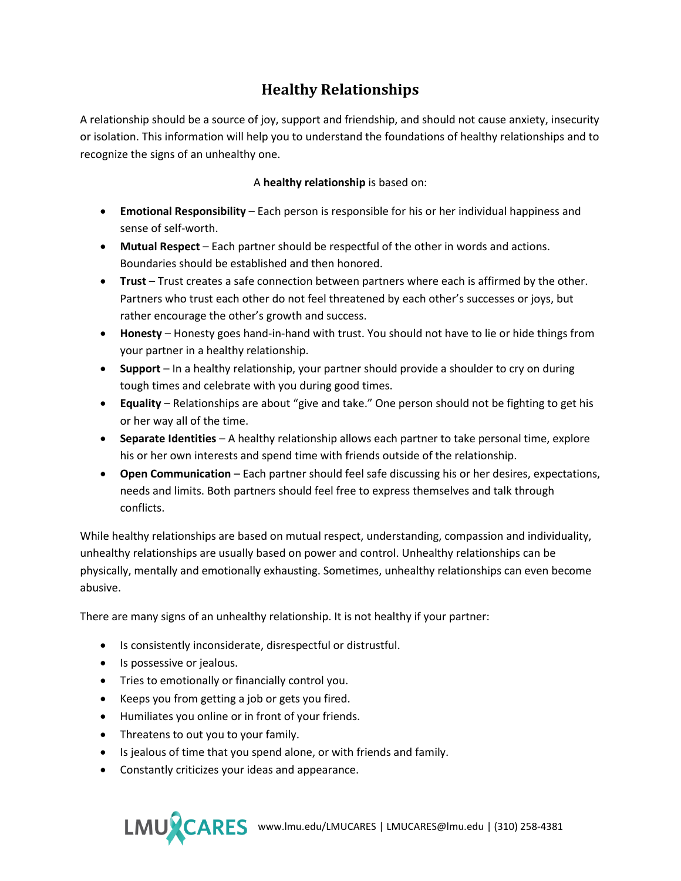# Healthy Relationships

A relationship should be a source of joy, support and friendship, and should not cause anxiety, insecurity or isolation. This information will help you to understand the foundations of healthy relationships and to recognize the signs of an unhealthy one.

A **healthy relationship** is based on:

- **Emotional Responsibility** – Each person is responsible for his or her individual happiness and sense of self-worth.
- **Mutual Respect** – Each partner should be respectful of the other in words and actions. Boundaries should be established and then honored.
- **Trust** – Trust creates a safe connection between partners where each is affirmed by the other. Partners who trust each other do not feel threatened by each other's successes or joys, but rather encourage the other's growth and success.
- **Honesty** – Honesty goes hand-in-hand with trust. You should not have to lie or hide things from your partner in a healthy relationship.
- **Support** – In a healthy relationship, your partner should provide a shoulder to cry on during tough times and celebrate with you during good times.
- **Equality** – Relationships are about "give and take." One person should not be fighting to get his or her way all of the time.
- **Separate Identities** – A healthy relationship allows each partner to take personal time, explore his or her own interests and spend time with friends outside of the relationship.
- **Open Communication** – Each partner should feel safe discussing his or her desires, expectations, needs and limits. Both partners should feel free to express themselves and talk through conflicts.

While healthy relationships are based on mutual respect, understanding, compassion and individuality, unhealthy relationships are usually based on power and control. Unhealthy relationships can be physically, mentally and emotionally exhausting. Sometimes, unhealthy relationships can even become abusive.

There are many signs of an unhealthy relationship. It is not healthy if your partner:

- Is consistently inconsiderate, disrespectful or distrustful.
- Is possessive or jealous.
- Tries to emotionally or financially control you.
- Keeps you from getting a job or gets you fired.
- Humiliates you online or in front of your friends.
- Threatens to out you to your family.
- Is jealous of time that you spend alone, or with friends and family.
- Constantly criticizes your ideas and appearance.

LMU CARES www.lmu.edu/LMUCARES | LMUCARES@lmu.edu | (310) 258-4381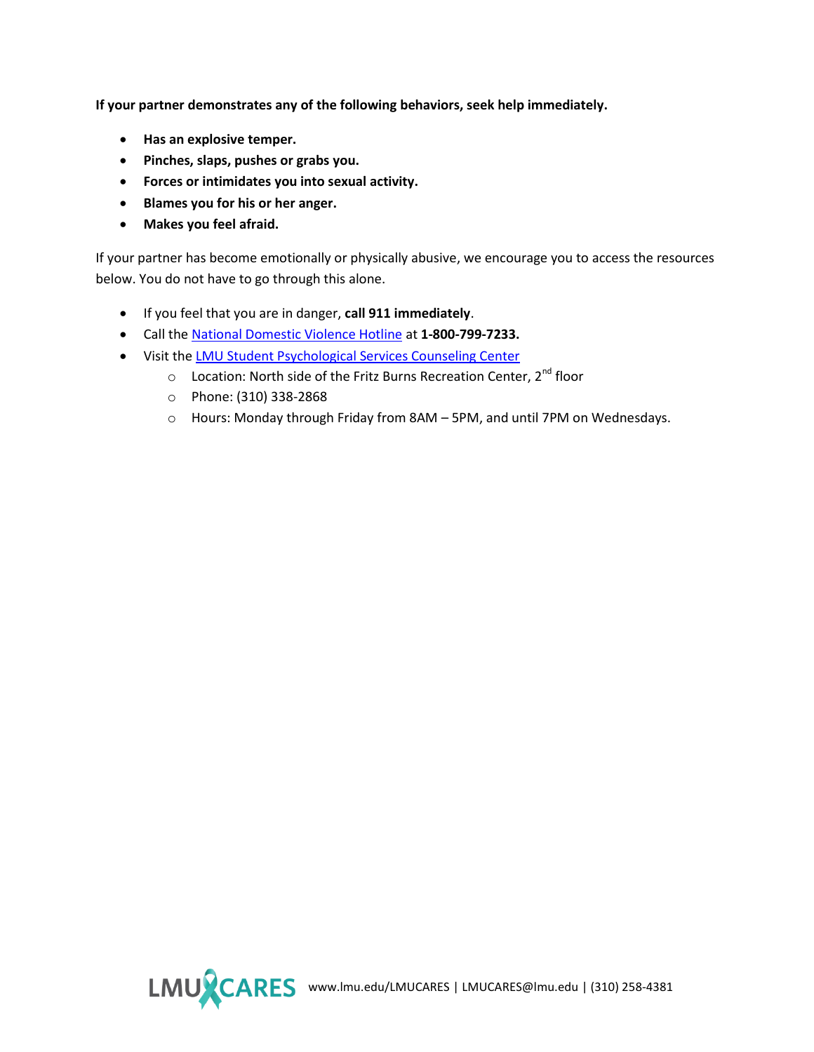**If your partner demonstrates any of the following behaviors, seek help immediately.**

- **Has an explosive temper.**
- **Pinches, slaps, pushes or grabs you.**
- **Forces or intimidates you into sexual activity.**
- **Blames you for his or her anger.**
- **Makes you feel afraid.**

If your partner has become emotionally or physically abusive, we encourage you to access the resources below. You do not have to go through this alone.

- If you feel that you are in danger, **call 911 immediately**.
- Call the National Domestic Violence Hotline at **1-800-799-7233.**
- Visit the LMU Student Psychological Services Counseling Center
  - Location: North side of the Fritz Burns Recreation Center, 2nd floor
  - Phone: (310) 338-2868
  - Hours: Monday through Friday from 8AM – 5PM, and until 7PM on Wednesdays.

LMU CARES www.lmu.edu/LMUCARES | LMUCARES@lmu.edu | (310) 258-4381